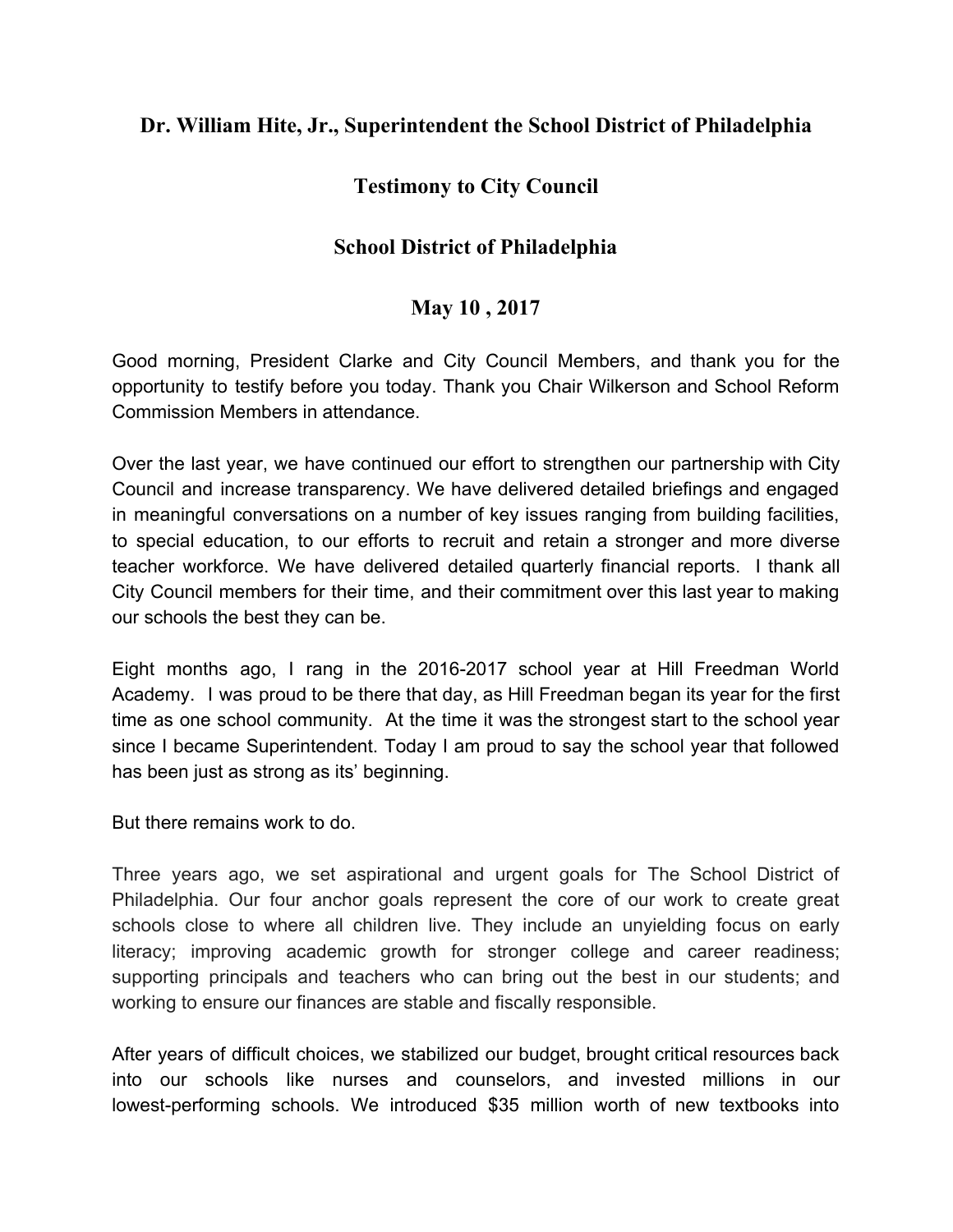# Dr. William Hite, Jr., Superintendent the School District of Philadelphia

## Testimony to City Council

## School District of Philadelphia

## May 10 , 2017

Good morning, President Clarke and City Council Members, and thank you for the opportunity to testify before you today. Thank you Chair Wilkerson and School Reform Commission Members in attendance.

Over the last year, we have continued our effort to strengthen our partnership with City Council and increase transparency. We have delivered detailed briefings and engaged in meaningful conversations on a number of key issues ranging from building facilities, to special education, to our efforts to recruit and retain a stronger and more diverse teacher workforce. We have delivered detailed quarterly financial reports. I thank all City Council members for their time, and their commitment over this last year to making our schools the best they can be.

Eight months ago, I rang in the 2016-2017 school year at Hill Freedman World Academy. I was proud to be there that day, as Hill Freedman began its year for the first time as one school community. At the time it was the strongest start to the school year since I became Superintendent. Today I am proud to say the school year that followed has been just as strong as its' beginning.

But there remains work to do.

Three years ago, we set aspirational and urgent goals for The School District of Philadelphia. Our four anchor goals represent the core of our work to create great schools close to where all children live. They include an unyielding focus on early literacy; improving academic growth for stronger college and career readiness; supporting principals and teachers who can bring out the best in our students; and working to ensure our finances are stable and fiscally responsible.

After years of difficult choices, we stabilized our budget, brought critical resources back into our schools like nurses and counselors, and invested millions in our lowest-performing schools. We introduced $35 million worth of new textbooks into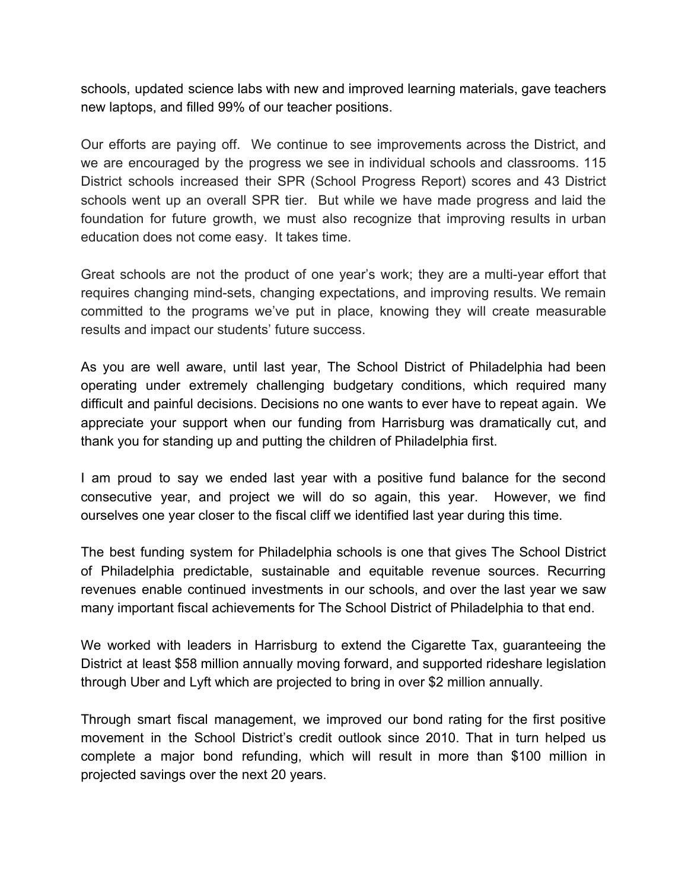schools, updated science labs with new and improved learning materials, gave teachers new laptops, and filled 99% of our teacher positions.

Our efforts are paying off. We continue to see improvements across the District, and we are encouraged by the progress we see in individual schools and classrooms. 115 District schools increased their SPR (School Progress Report) scores and 43 District schools went up an overall SPR tier. But while we have made progress and laid the foundation for future growth, we must also recognize that improving results in urban education does not come easy. It takes time.

Great schools are not the product of one year's work; they are a multi-year effort that requires changing mind-sets, changing expectations, and improving results. We remain committed to the programs we've put in place, knowing they will create measurable results and impact our students' future success.

As you are well aware, until last year, The School District of Philadelphia had been operating under extremely challenging budgetary conditions, which required many difficult and painful decisions. Decisions no one wants to ever have to repeat again. We appreciate your support when our funding from Harrisburg was dramatically cut, and thank you for standing up and putting the children of Philadelphia first.

I am proud to say we ended last year with a positive fund balance for the second consecutive year, and project we will do so again, this year. However, we find ourselves one year closer to the fiscal cliff we identified last year during this time.

The best funding system for Philadelphia schools is one that gives The School District of Philadelphia predictable, sustainable and equitable revenue sources. Recurring revenues enable continued investments in our schools, and over the last year we saw many important fiscal achievements for The School District of Philadelphia to that end.

We worked with leaders in Harrisburg to extend the Cigarette Tax, guaranteeing the District at least $58 million annually moving forward, and supported rideshare legislation through Uber and Lyft which are projected to bring in over $2 million annually.

Through smart fiscal management, we improved our bond rating for the first positive movement in the School District's credit outlook since 2010. That in turn helped us complete a major bond refunding, which will result in more than $100 million in projected savings over the next 20 years.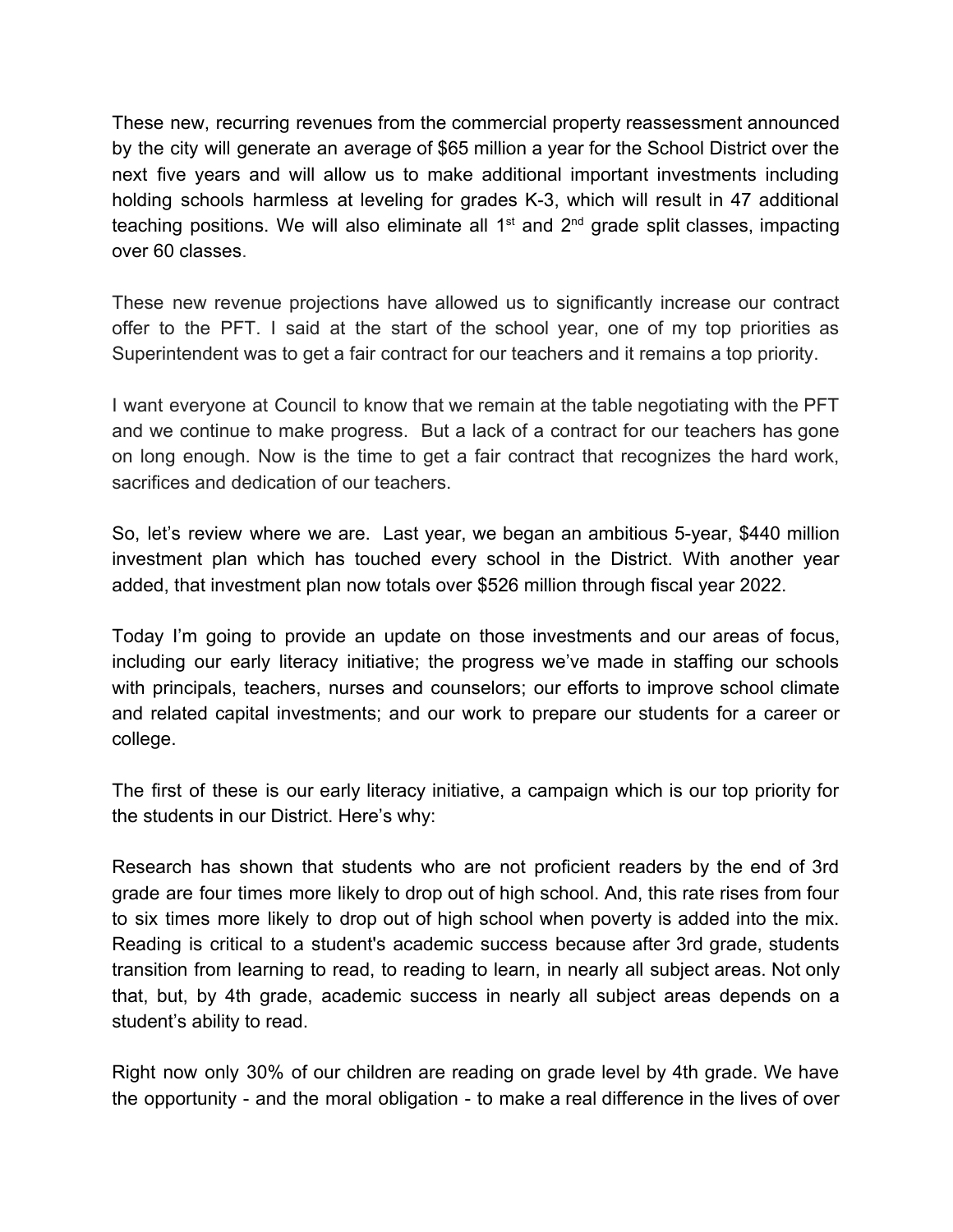These new, recurring revenues from the commercial property reassessment announced by the city will generate an average of $65 million a year for the School District over the next five years and will allow us to make additional important investments including holding schools harmless at leveling for grades K-3, which will result in 47 additional teaching positions. We will also eliminate all 1st and 2nd grade split classes, impacting over 60 classes.

These new revenue projections have allowed us to significantly increase our contract offer to the PFT. I said at the start of the school year, one of my top priorities as Superintendent was to get a fair contract for our teachers and it remains a top priority.

I want everyone at Council to know that we remain at the table negotiating with the PFT and we continue to make progress. But a lack of a contract for our teachers has gone on long enough. Now is the time to get a fair contract that recognizes the hard work, sacrifices and dedication of our teachers.

So, let's review where we are. Last year, we began an ambitious 5-year, $440 million investment plan which has touched every school in the District. With another year added, that investment plan now totals over $526 million through fiscal year 2022.

Today I'm going to provide an update on those investments and our areas of focus, including our early literacy initiative; the progress we've made in staffing our schools with principals, teachers, nurses and counselors; our efforts to improve school climate and related capital investments; and our work to prepare our students for a career or college.

The first of these is our early literacy initiative, a campaign which is our top priority for the students in our District. Here's why:

Research has shown that students who are not proficient readers by the end of 3rd grade are four times more likely to drop out of high school. And, this rate rises from four to six times more likely to drop out of high school when poverty is added into the mix. Reading is critical to a student's academic success because after 3rd grade, students transition from learning to read, to reading to learn, in nearly all subject areas. Not only that, but, by 4th grade, academic success in nearly all subject areas depends on a student's ability to read.

Right now only 30% of our children are reading on grade level by 4th grade. We have the opportunity - and the moral obligation - to make a real difference in the lives of over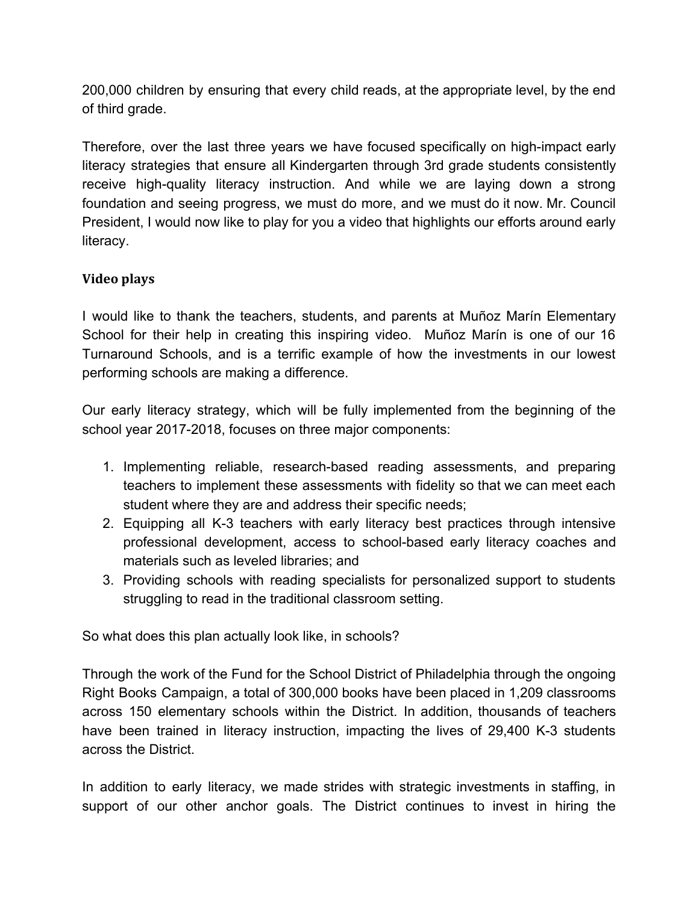200,000 children by ensuring that every child reads, at the appropriate level, by the end of third grade.

Therefore, over the last three years we have focused specifically on high-impact early literacy strategies that ensure all Kindergarten through 3rd grade students consistently receive high-quality literacy instruction. And while we are laying down a strong foundation and seeing progress, we must do more, and we must do it now. Mr. Council President, I would now like to play for you a video that highlights our efforts around early literacy.

**Video plays**

I would like to thank the teachers, students, and parents at Muñoz Marín Elementary School for their help in creating this inspiring video. Muñoz Marín is one of our 16 Turnaround Schools, and is a terrific example of how the investments in our lowest performing schools are making a difference.

Our early literacy strategy, which will be fully implemented from the beginning of the school year 2017-2018, focuses on three major components:

1. Implementing reliable, research-based reading assessments, and preparing teachers to implement these assessments with fidelity so that we can meet each student where they are and address their specific needs;
2. Equipping all K-3 teachers with early literacy best practices through intensive professional development, access to school-based early literacy coaches and materials such as leveled libraries; and
3. Providing schools with reading specialists for personalized support to students struggling to read in the traditional classroom setting.

So what does this plan actually look like, in schools?

Through the work of the Fund for the School District of Philadelphia through the ongoing Right Books Campaign, a total of 300,000 books have been placed in 1,209 classrooms across 150 elementary schools within the District. In addition, thousands of teachers have been trained in literacy instruction, impacting the lives of 29,400 K-3 students across the District.

In addition to early literacy, we made strides with strategic investments in staffing, in support of our other anchor goals. The District continues to invest in hiring the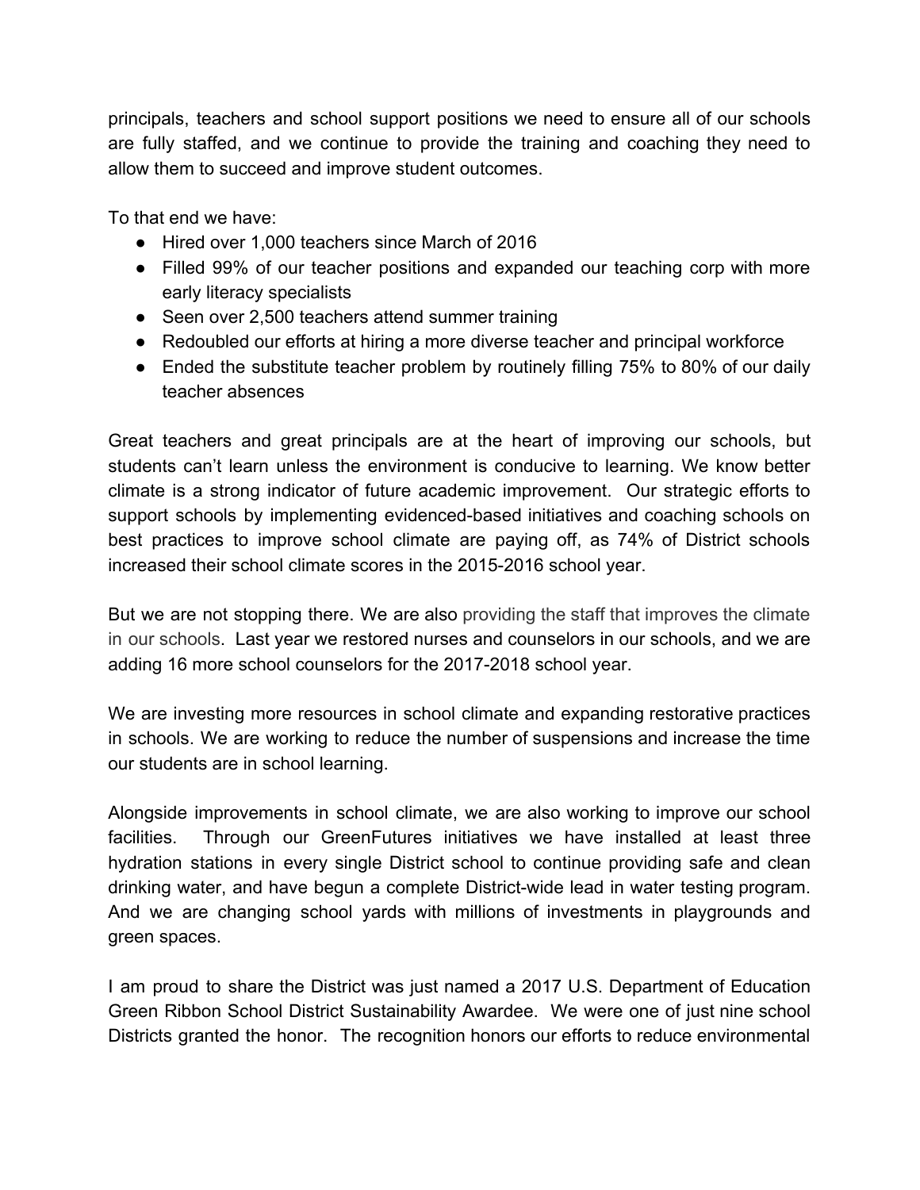principals, teachers and school support positions we need to ensure all of our schools are fully staffed, and we continue to provide the training and coaching they need to allow them to succeed and improve student outcomes.

To that end we have:

- Hired over 1,000 teachers since March of 2016
- Filled 99% of our teacher positions and expanded our teaching corp with more early literacy specialists
- Seen over 2,500 teachers attend summer training
- Redoubled our efforts at hiring a more diverse teacher and principal workforce
- Ended the substitute teacher problem by routinely filling 75% to 80% of our daily teacher absences

Great teachers and great principals are at the heart of improving our schools, but students can't learn unless the environment is conducive to learning. We know better climate is a strong indicator of future academic improvement. Our strategic efforts to support schools by implementing evidenced-based initiatives and coaching schools on best practices to improve school climate are paying off, as 74% of District schools increased their school climate scores in the 2015-2016 school year.

But we are not stopping there. We are also providing the staff that improves the climate in our schools. Last year we restored nurses and counselors in our schools, and we are adding 16 more school counselors for the 2017-2018 school year.

We are investing more resources in school climate and expanding restorative practices in schools. We are working to reduce the number of suspensions and increase the time our students are in school learning.

Alongside improvements in school climate, we are also working to improve our school facilities. Through our GreenFutures initiatives we have installed at least three hydration stations in every single District school to continue providing safe and clean drinking water, and have begun a complete District-wide lead in water testing program. And we are changing school yards with millions of investments in playgrounds and green spaces.

I am proud to share the District was just named a 2017 U.S. Department of Education Green Ribbon School District Sustainability Awardee. We were one of just nine school Districts granted the honor. The recognition honors our efforts to reduce environmental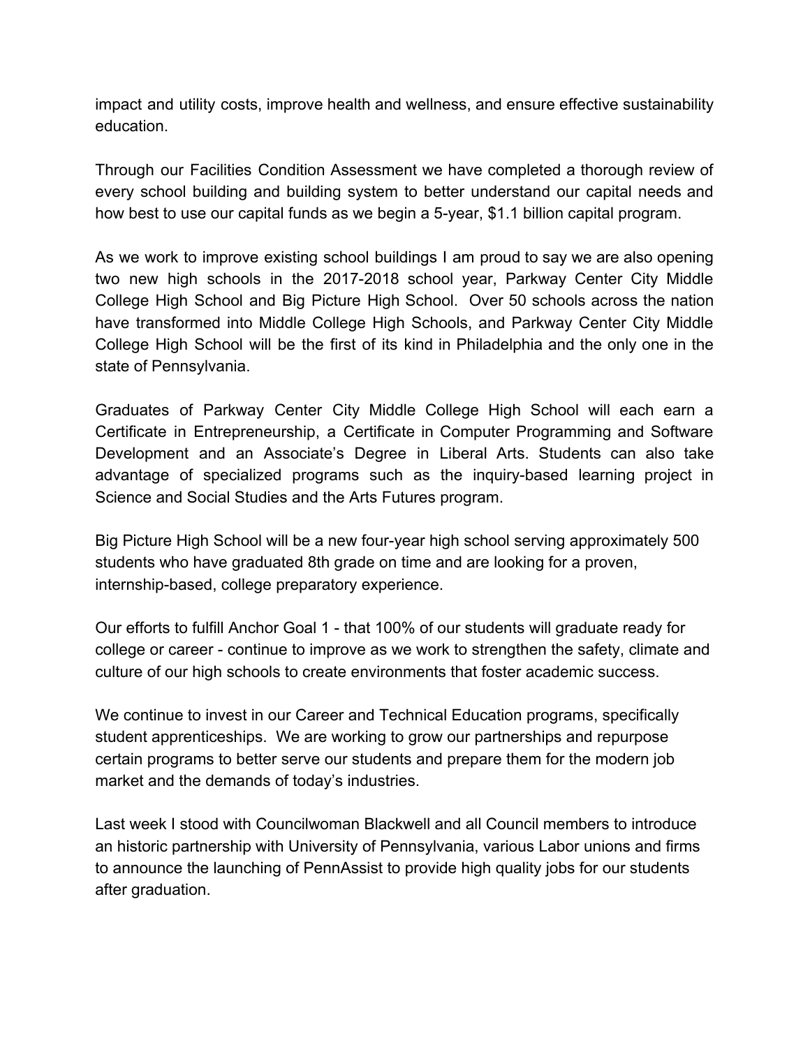impact and utility costs, improve health and wellness, and ensure effective sustainability education.

Through our Facilities Condition Assessment we have completed a thorough review of every school building and building system to better understand our capital needs and how best to use our capital funds as we begin a 5-year, $1.1 billion capital program.

As we work to improve existing school buildings I am proud to say we are also opening two new high schools in the 2017-2018 school year, Parkway Center City Middle College High School and Big Picture High School. Over 50 schools across the nation have transformed into Middle College High Schools, and Parkway Center City Middle College High School will be the first of its kind in Philadelphia and the only one in the state of Pennsylvania.

Graduates of Parkway Center City Middle College High School will each earn a Certificate in Entrepreneurship, a Certificate in Computer Programming and Software Development and an Associate's Degree in Liberal Arts. Students can also take advantage of specialized programs such as the inquiry-based learning project in Science and Social Studies and the Arts Futures program.

Big Picture High School will be a new four-year high school serving approximately 500 students who have graduated 8th grade on time and are looking for a proven, internship-based, college preparatory experience.

Our efforts to fulfill Anchor Goal 1 - that 100% of our students will graduate ready for college or career - continue to improve as we work to strengthen the safety, climate and culture of our high schools to create environments that foster academic success.

We continue to invest in our Career and Technical Education programs, specifically student apprenticeships. We are working to grow our partnerships and repurpose certain programs to better serve our students and prepare them for the modern job market and the demands of today's industries.

Last week I stood with Councilwoman Blackwell and all Council members to introduce an historic partnership with University of Pennsylvania, various Labor unions and firms to announce the launching of PennAssist to provide high quality jobs for our students after graduation.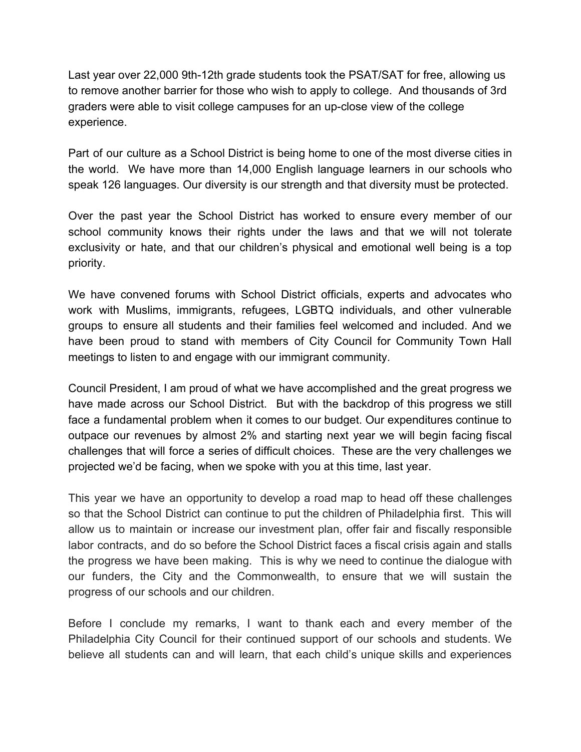Last year over 22,000 9th-12th grade students took the PSAT/SAT for free, allowing us to remove another barrier for those who wish to apply to college. And thousands of 3rd graders were able to visit college campuses for an up-close view of the college experience.

Part of our culture as a School District is being home to one of the most diverse cities in the world. We have more than 14,000 English language learners in our schools who speak 126 languages. Our diversity is our strength and that diversity must be protected.

Over the past year the School District has worked to ensure every member of our school community knows their rights under the laws and that we will not tolerate exclusivity or hate, and that our children's physical and emotional well being is a top priority.

We have convened forums with School District officials, experts and advocates who work with Muslims, immigrants, refugees, LGBTQ individuals, and other vulnerable groups to ensure all students and their families feel welcomed and included. And we have been proud to stand with members of City Council for Community Town Hall meetings to listen to and engage with our immigrant community.

Council President, I am proud of what we have accomplished and the great progress we have made across our School District. But with the backdrop of this progress we still face a fundamental problem when it comes to our budget. Our expenditures continue to outpace our revenues by almost 2% and starting next year we will begin facing fiscal challenges that will force a series of difficult choices. These are the very challenges we projected we'd be facing, when we spoke with you at this time, last year.

This year we have an opportunity to develop a road map to head off these challenges so that the School District can continue to put the children of Philadelphia first. This will allow us to maintain or increase our investment plan, offer fair and fiscally responsible labor contracts, and do so before the School District faces a fiscal crisis again and stalls the progress we have been making. This is why we need to continue the dialogue with our funders, the City and the Commonwealth, to ensure that we will sustain the progress of our schools and our children.

Before I conclude my remarks, I want to thank each and every member of the Philadelphia City Council for their continued support of our schools and students. We believe all students can and will learn, that each child's unique skills and experiences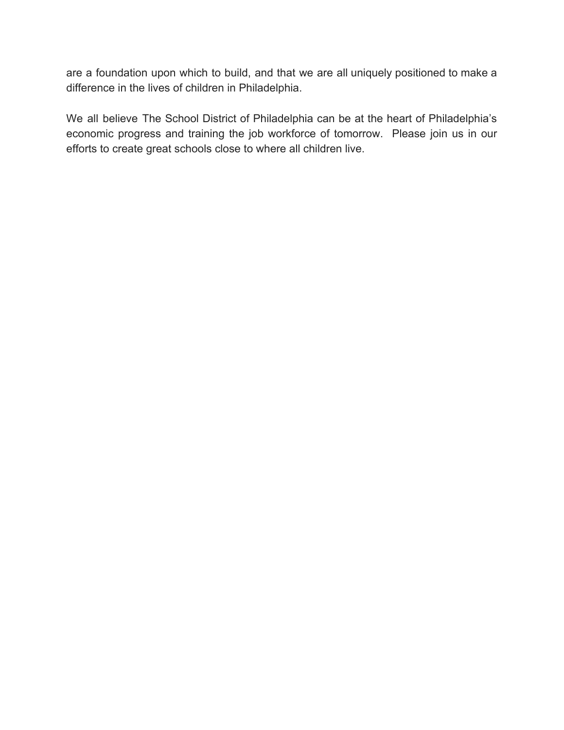are a foundation upon which to build, and that we are all uniquely positioned to make a difference in the lives of children in Philadelphia.

We all believe The School District of Philadelphia can be at the heart of Philadelphia's economic progress and training the job workforce of tomorrow. Please join us in our efforts to create great schools close to where all children live.